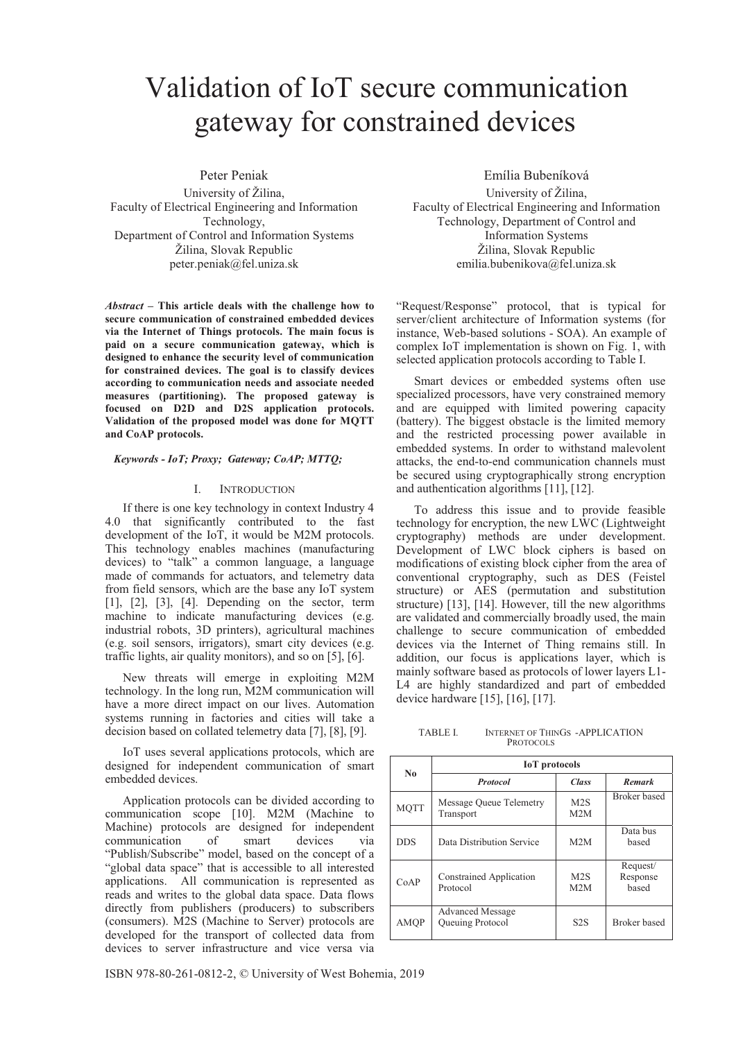# Validation of IoT secure communication gateway for constrained devices

Peter Peniak
University of Žilina,
Faculty of Electrical Engineering and Information Technology,
Department of Control and Information Systems
Žilina, Slovak Republic
peter.peniak@fel.uniza.sk

Emília Bubeníková
University of Žilina,
Faculty of Electrical Engineering and Information Technology, Department of Control and Information Systems
Žilina, Slovak Republic
emilia.bubenikova@fel.uniza.sk

***Abstract* – This article deals with the challenge how to secure communication of constrained embedded devices via the Internet of Things protocols. The main focus is paid on a secure communication gateway, which is designed to enhance the security level of communication for constrained devices. The goal is to classify devices according to communication needs and associate needed measures (partitioning). The proposed gateway is focused on D2D and D2S application protocols. Validation of the proposed model was done for MQTT and CoAP protocols.**

***Keywords - IoT; Proxy; Gateway; CoAP; MTTQ;***

## I. Introduction

If there is one key technology in context Industry 4 4.0 that significantly contributed to the fast development of the IoT, it would be M2M protocols. This technology enables machines (manufacturing devices) to "talk" a common language, a language made of commands for actuators, and telemetry data from field sensors, which are the base any IoT system [1], [2], [3], [4]. Depending on the sector, term machine to indicate manufacturing devices (e.g. industrial robots, 3D printers), agricultural machines (e.g. soil sensors, irrigators), smart city devices (e.g. traffic lights, air quality monitors), and so on [5], [6].

New threats will emerge in exploiting M2M technology. In the long run, M2M communication will have a more direct impact on our lives. Automation systems running in factories and cities will take a decision based on collated telemetry data [7], [8], [9].

IoT uses several applications protocols, which are designed for independent communication of smart embedded devices.

Application protocols can be divided according to communication scope [10]. M2M (Machine to Machine) protocols are designed for independent communication of smart devices via "Publish/Subscribe" model, based on the concept of a "global data space" that is accessible to all interested applications. All communication is represented as reads and writes to the global data space. Data flows directly from publishers (producers) to subscribers (consumers). M2S (Machine to Server) protocols are developed for the transport of collected data from devices to server infrastructure and vice versa via "Request/Response" protocol, that is typical for server/client architecture of Information systems (for instance, Web-based solutions - SOA). An example of complex IoT implementation is shown on Fig. 1, with selected application protocols according to Table I.

Smart devices or embedded systems often use specialized processors, have very constrained memory and are equipped with limited powering capacity (battery). The biggest obstacle is the limited memory and the restricted processing power available in embedded systems. In order to withstand malevolent attacks, the end-to-end communication channels must be secured using cryptographically strong encryption and authentication algorithms [11], [12].

To address this issue and to provide feasible technology for encryption, the new LWC (Lightweight cryptography) methods are under development. Development of LWC block ciphers is based on modifications of existing block cipher from the area of conventional cryptography, such as DES (Feistel structure) or AES (permutation and substitution structure) [13], [14]. However, till the new algorithms are validated and commercially broadly used, the main challenge to secure communication of embedded devices via the Internet of Thing remains still. In addition, our focus is applications layer, which is mainly software based as protocols of lower layers L1-L4 are highly standardized and part of embedded device hardware [15], [16], [17].

TABLE I. Internet of Things - Application Protocols

| No | IoT protocols | | |
|---|---|---|---|
| | ***Protocol*** | ***Class*** | ***Remark*** |
| MQTT | Message Queue Telemetry Transport | M2S M2M | Broker based |
| DDS | Data Distribution Service | M2M | Data bus based |
| CoAP | Constrained Application Protocol | M2S M2M | Request/ Response based |
| AMQP | Advanced Message Queuing Protocol | S2S | Broker based |

ISBN 978-80-261-0812-2, © University of West Bohemia, 2019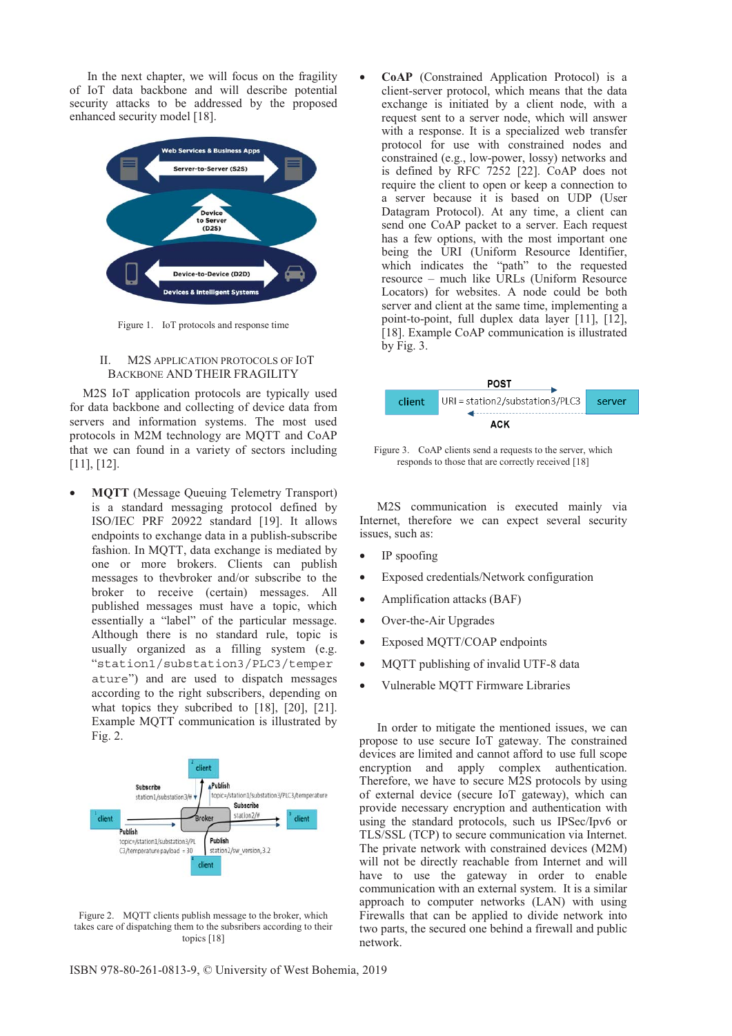In the next chapter, we will focus on the fragility of IoT data backbone and will describe potential security attacks to be addressed by the proposed enhanced security model [18].

Figure 1. IoT protocols and response time

## II. M2S APPLICATION PROTOCOLS OF IOT BACKBONE AND THEIR FRAGILITY

M2S IoT application protocols are typically used for data backbone and collecting of device data from servers and information systems. The most used protocols in M2M technology are MQTT and CoAP that we can found in a variety of sectors including [11], [12].

- **MQTT** (Message Queuing Telemetry Transport) is a standard messaging protocol defined by ISO/IEC PRF 20922 standard [19]. It allows endpoints to exchange data in a publish-subscribe fashion. In MQTT, data exchange is mediated by one or more brokers. Clients can publish messages to thevbroker and/or subscribe to the broker to receive (certain) messages. All published messages must have a topic, which essentially a "label" of the particular message. Although there is no standard rule, topic is usually organized as a filling system (e.g. "`station1/substation3/PLC3/temperature`") and are used to dispatch messages according to the right subscribers, depending on what topics they subcribed to [18], [20], [21]. Example MQTT communication is illustrated by Fig. 2.

Figure 2. MQTT clients publish message to the broker, which takes care of dispatching them to the subsribers according to their topics [18]

- **CoAP** (Constrained Application Protocol) is a client-server protocol, which means that the data exchange is initiated by a client node, with a request sent to a server node, which will answer with a response. It is a specialized web transfer protocol for use with constrained nodes and constrained (e.g., low-power, lossy) networks and is defined by RFC 7252 [22]. CoAP does not require the client to open or keep a connection to a server because it is based on UDP (User Datagram Protocol). At any time, a client can send one CoAP packet to a server. Each request has a few options, with the most important one being the URI (Uniform Resource Identifier, which indicates the "path" to the requested resource – much like URLs (Uniform Resource Locators) for websites. A node could be both server and client at the same time, implementing a point-to-point, full duplex data layer [11], [12], [18]. Example CoAP communication is illustrated by Fig. 3.

Figure 3. CoAP clients send a requests to the server, which responds to those that are correctly received [18]

M2S communication is executed mainly via Internet, therefore we can expect several security issues, such as:

- IP spoofing
- Exposed credentials/Network configuration
- Amplification attacks (BAF)
- Over-the-Air Upgrades
- Exposed MQTT/COAP endpoints
- MQTT publishing of invalid UTF-8 data
- Vulnerable MQTT Firmware Libraries

In order to mitigate the mentioned issues, we can propose to use secure IoT gateway. The constrained devices are limited and cannot afford to use full scope encryption and apply complex authentication. Therefore, we have to secure M2S protocols by using of external device (secure IoT gateway), which can provide necessary encryption and authentication with using the standard protocols, such us IPSec/Ipv6 or TLS/SSL (TCP) to secure communication via Internet. The private network with constrained devices (M2M) will not be directly reachable from Internet and will have to use the gateway in order to enable communication with an external system. It is a similar approach to computer networks (LAN) with using Firewalls that can be applied to divide network into two parts, the secured one behind a firewall and public network.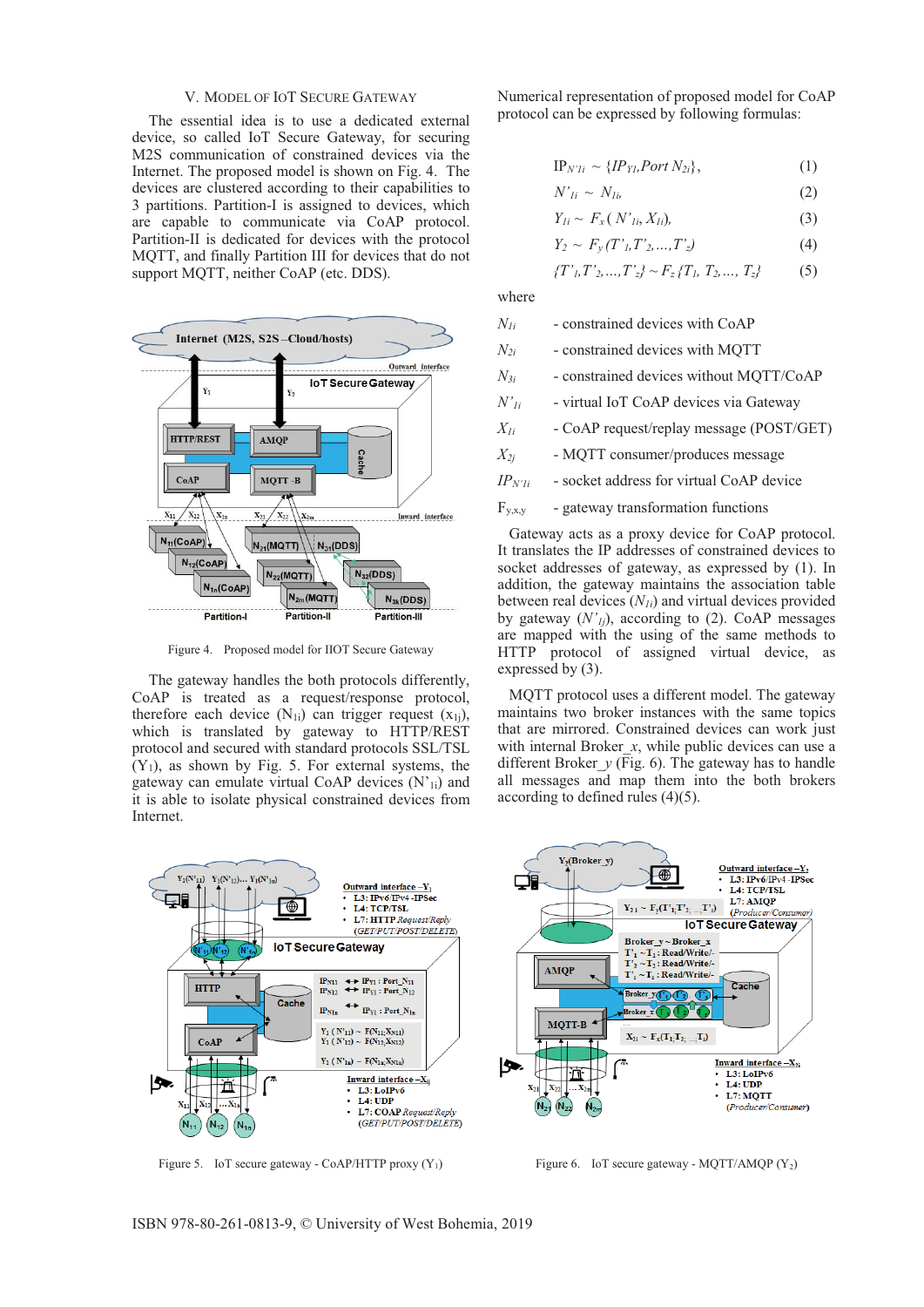## V. Model of IoT Secure Gateway

The essential idea is to use a dedicated external device, so called IoT Secure Gateway, for securing M2S communication of constrained devices via the Internet. The proposed model is shown on Fig. 4. The devices are clustered according to their capabilities to 3 partitions. Partition-I is assigned to devices, which are capable to communicate via CoAP protocol. Partition-II is dedicated for devices with the protocol MQTT, and finally Partition III for devices that do not support MQTT, neither CoAP (etc. DDS).

Figure 4. Proposed model for IIOT Secure Gateway

The gateway handles the both protocols differently, CoAP is treated as a request/response protocol, therefore each device ($N_{1i}$) can trigger request ($x_{1j}$), which is translated by gateway to HTTP/REST protocol and secured with standard protocols SSL/TSL ($Y_1$), as shown by Fig. 5. For external systems, the gateway can emulate virtual CoAP devices ($N'_{1i}$) and it is able to isolate physical constrained devices from Internet.

Numerical representation of proposed model for CoAP protocol can be expressed by following formulas:

$$IP_{N'1i} \sim \{IP_{Y1}, Port\ N_{2i}\}, \quad (1)$$

$$N'_{1i} \sim N_{1i}, \quad (2)$$

$$Y_{1i} \sim F_x(N'_{1i}, X_{1i}), \quad (3)$$

$$Y_2 \sim F_y(T'_1, T'_2, \ldots, T'_z) \quad (4)$$

$$\{T'_1, T'_2, \ldots, T'_z\} \sim F_z\{T_1, T_2, \ldots, T_z\} \quad (5)$$

where

- $N_{1i}$ - constrained devices with CoAP
- $N_{2i}$ - constrained devices with MQTT
- $N_{3i}$ - constrained devices without MQTT/CoAP
- $N'_{1i}$ - virtual IoT CoAP devices via Gateway
- $X_{1i}$ - CoAP request/replay message (POST/GET)
- $X_{2j}$ - MQTT consumer/produces message
- $IP_{N'1i}$ - socket address for virtual CoAP device
- $F_{y,x,y}$ - gateway transformation functions

Gateway acts as a proxy device for CoAP protocol. It translates the IP addresses of constrained devices to socket addresses of gateway, as expressed by (1). In addition, the gateway maintains the association table between real devices ($N_{1i}$) and virtual devices provided by gateway ($N'_{1j}$), according to (2). CoAP messages are mapped with the using of the same methods to HTTP protocol of assigned virtual device, as expressed by (3).

MQTT protocol uses a different model. The gateway maintains two broker instances with the same topics that are mirrored. Constrained devices can work just with internal Broker_x, while public devices can use a different Broker_y (Fig. 6). The gateway has to handle all messages and map them into the both brokers according to defined rules (4)(5).

Figure 5. IoT secure gateway - CoAP/HTTP proxy ($Y_1$)

Figure 6. IoT secure gateway - MQTT/AMQP ($Y_2$)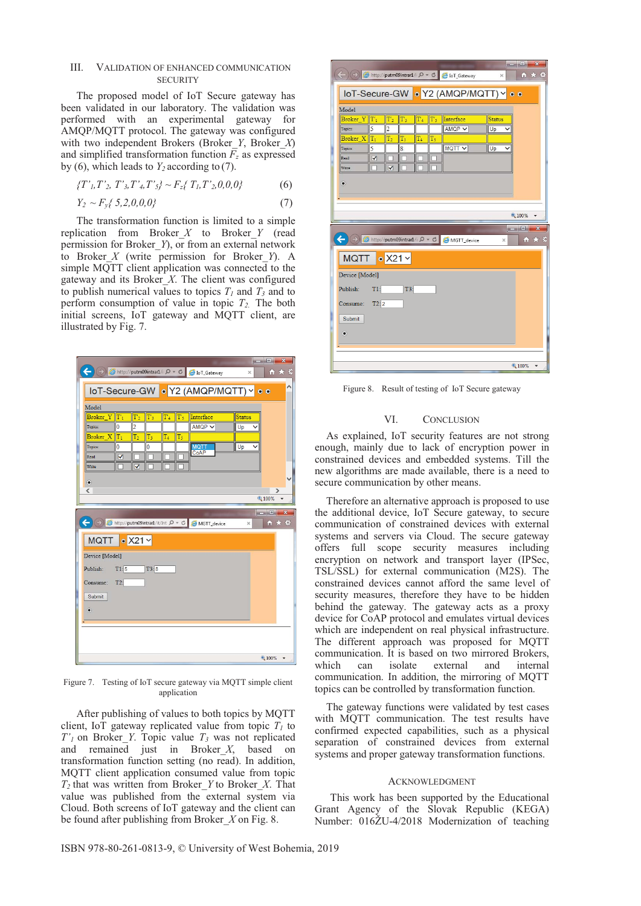## III. Validation of Enhanced Communication Security

The proposed model of IoT Secure gateway has been validated in our laboratory. The validation was performed with an experimental gateway for AMQP/MQTT protocol. The gateway was configured with two independent Brokers (Broker_Y, Broker_X) and simplified transformation function $F_z$ as expressed by (6), which leads to $Y_2$ according to (7).

$$\{T'_1, T'_2, T'_3, T'_4, T'_5\} \sim F_z\{T_1, T'_2, 0,0,0\} \quad (6)$$

$$Y_2 \sim F_y\{5,2,0,0,0\} \quad (7)$$

The transformation function is limited to a simple replication from Broker_X to Broker_Y (read permission for Broker_Y), or from an external network to Broker_X (write permission for Broker_Y). A simple MQTT client application was connected to the gateway and its Broker_X. The client was configured to publish numerical values to topics $T_1$ and $T_3$ and to perform consumption of value in topic $T_2$. The both initial screens, IoT gateway and MQTT client, are illustrated by Fig. 7.

Figure 7. Testing of IoT secure gateway via MQTT simple client application

After publishing of values to both topics by MQTT client, IoT gateway replicated value from topic $T_1$ to $T'_1$ on Broker_Y. Topic value $T_3$ was not replicated and remained just in Broker_X, based on transformation function setting (no read). In addition, MQTT client application consumed value from topic $T_2$ that was written from Broker_Y to Broker_X. That value was published from the external system via Cloud. Both screens of IoT gateway and the client can be found after publishing from Broker_X on Fig. 8.

Figure 8. Result of testing of IoT Secure gateway

## VI. Conclusion

As explained, IoT security features are not strong enough, mainly due to lack of encryption power in constrained devices and embedded systems. Till the new algorithms are made available, there is a need to secure communication by other means.

Therefore an alternative approach is proposed to use the additional device, IoT Secure gateway, to secure communication of constrained devices with external systems and servers via Cloud. The secure gateway offers full scope security measures including encryption on network and transport layer (IPSec, TSL/SSL) for external communication (M2S). The constrained devices cannot afford the same level of security measures, therefore they have to be hidden behind the gateway. The gateway acts as a proxy device for CoAP protocol and emulates virtual devices which are independent on real physical infrastructure. The different approach was proposed for MQTT communication. It is based on two mirrored Brokers, which can isolate external and internal communication. In addition, the mirroring of MQTT topics can be controlled by transformation function.

The gateway functions were validated by test cases with MQTT communication. The test results have confirmed expected capabilities, such as a physical separation of constrained devices from external systems and proper gateway transformation functions.

## Acknowledgment

This work has been supported by the Educational Grant Agency of the Slovak Republic (KEGA) Number: 016ŽU-4/2018 Modernization of teaching

ISBN 978-80-261-0813-9, © University of West Bohemia, 2019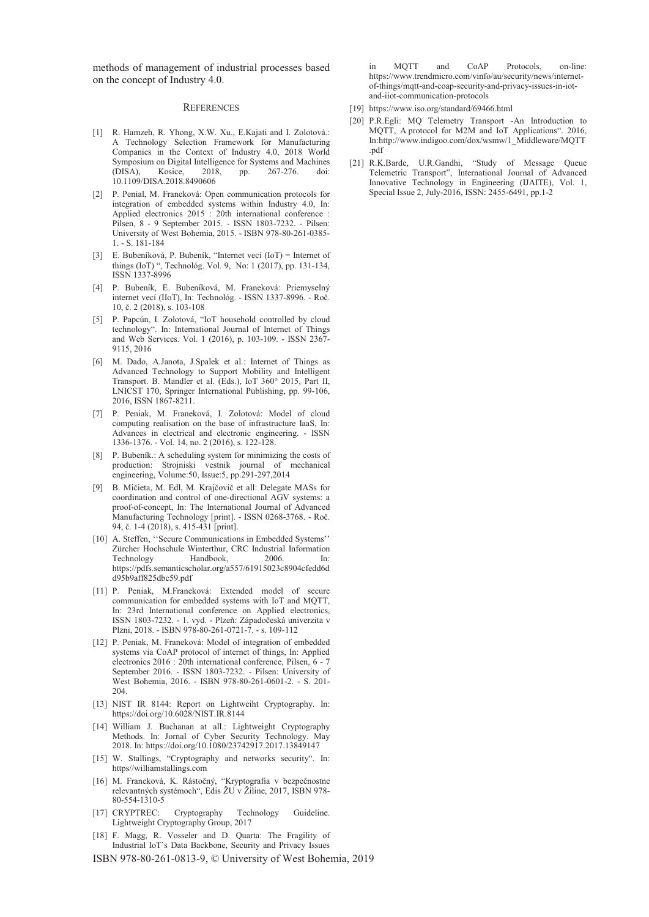methods of management of industrial processes based on the concept of Industry 4.0.

## References

[1] R. Hamzeh, R. Yhong, X.W. Xu., E.Kajati and I. Zolotová.: A Technology Selection Framework for Manufacturing Companies in the Context of Industry 4.0, 2018 World Symposium on Digital Intelligence for Systems and Machines (DISA), Kosice, 2018, pp. 267-276. doi: 10.1109/DISA.2018.8490606

[2] P. Penial, M. Franeková: Open communication protocols for integration of embedded systems within Industry 4.0, In: Applied electronics 2015 : 20th international conference : Pilsen, 8 - 9 September 2015. - ISSN 1803-7232. - Pilsen: University of West Bohemia, 2015. - ISBN 978-80-261-0385-1. - S. 181-184

[3] E. Bubeníková, P. Bubeník, "Internet vecí (IoT) = Internet of things (IoT) ", Technológ. Vol. 9, No: 1 (2017), pp. 131-134, ISSN 1337-8996

[4] P. Bubeník, E. Bubeníková, M. Franeková: Priemyselný internet vecí (IIoT), In: Technológ. - ISSN 1337-8996. - Roč. 10, č. 2 (2018), s. 103-108

[5] P. Papcún, I. Zolotová, "IoT household controlled by cloud technology". In: International Journal of Internet of Things and Web Services. Vol. 1 (2016), p. 103-109. - ISSN 2367-9115, 2016

[6] M. Dado, A.Janota, J.Spalek et al.: Internet of Things as Advanced Technology to Support Mobility and Intelligent Transport. B. Mandler et al. (Eds.), IoT 360° 2015, Part II, LNICST 170, Springer International Publishing, pp. 99-106, 2016, ISSN 1867-8211.

[7] P. Peniak, M. Franeková, I. Zolotová: Model of cloud computing realisation on the base of infrastructure IaaS, In: Advances in electrical and electronic engineering. - ISSN 1336-1376. - Vol. 14, no. 2 (2016), s. 122-128.

[8] P. Bubeník.: A scheduling system for minimizing the costs of production: Strojniski vestnik journal of mechanical engineering, Volume:50, Issue:5, pp.291-297,2014

[9] B. Mičieta, M. Edl, M. Krajčovič et all: Delegate MASs for coordination and control of one-directional AGV systems: a proof-of-concept, In: The International Journal of Advanced Manufacturing Technology [print]. - ISSN 0268-3768. - Roč. 94, č. 1-4 (2018), s. 415-431 [print].

[10] A. Steffen, ''Secure Communications in Embedded Systems'' Zürcher Hochschule Winterthur, CRC Industrial Information Technology Handbook, 2006. In: https://pdfs.semanticscholar.org/a557/61915023c8904cfedd6dd95b9aff825dbc59.pdf

[11] P. Peniak, M.Franeková: Extended model of secure communication for embedded systems with IoT and MQTT, In: 23rd International conference on Applied electronics, ISSN 1803-7232. - 1. vyd. - Plzeň: Západočeská univerzita v Plzni, 2018. - ISBN 978-80-261-0721-7. - s. 109-112

[12] P. Peniak, M. Franeková: Model of integration of embedded systems via CoAP protocol of internet of things, In: Applied electronics 2016 : 20th international conference, Pilsen, 6 - 7 September 2016. - ISSN 1803-7232. - Pilsen: University of West Bohemia, 2016. - ISBN 978-80-261-0601-2. - S. 201-204.

[13] NIST IR 8144: Report on Lightweiht Cryptography. In: https://doi.org/10.6028/NIST.IR.8144

[14] William J. Buchanan at all.: Lightweight Cryptography Methods. In: Jornal of Cyber Security Technology. May 2018. In: https://doi.org/10.1080/23742917.2017.13849147

[15] W. Stallings, "Cryptography and networks security". In: https//williamstallings.com

[16] M. Franeková, K. Rástočný, "Kryptografia v bezpečnostne relevantných systémoch", Edis ŽU v Žiline, 2017, ISBN 978-80-554-1310-5

[17] CRYPTREC: Cryptography Technology Guideline. Lightweight Cryptography Group, 2017

[18] F. Magg, R. Vosseler and D. Quarta: The Fragility of Industrial IoT's Data Backbone, Security and Privacy Issues in MQTT and CoAP Protocols, on-line: https://www.trendmicro.com/vinfo/au/security/news/internet-of-things/mqtt-and-coap-security-and-privacy-issues-in-iot-and-iiot-communication-protocols

[19] https://www.iso.org/standard/69466.html

[20] P.R.Egli: MQ Telemetry Transport -An Introduction to MQTT, A protocol for M2M and IoT Applications". 2016, In:http://www.indigoo.com/dox/wsmw/1_Middleware/MQTT.pdf

[21] R.K.Barde, U.R.Gandhi, "Study of Message Queue Telemetric Transport", International Journal of Advanced Innovative Technology in Engineering (IJAITE), Vol. 1, Special Issue 2, July-2016, ISSN: 2455-6491, pp.1-2